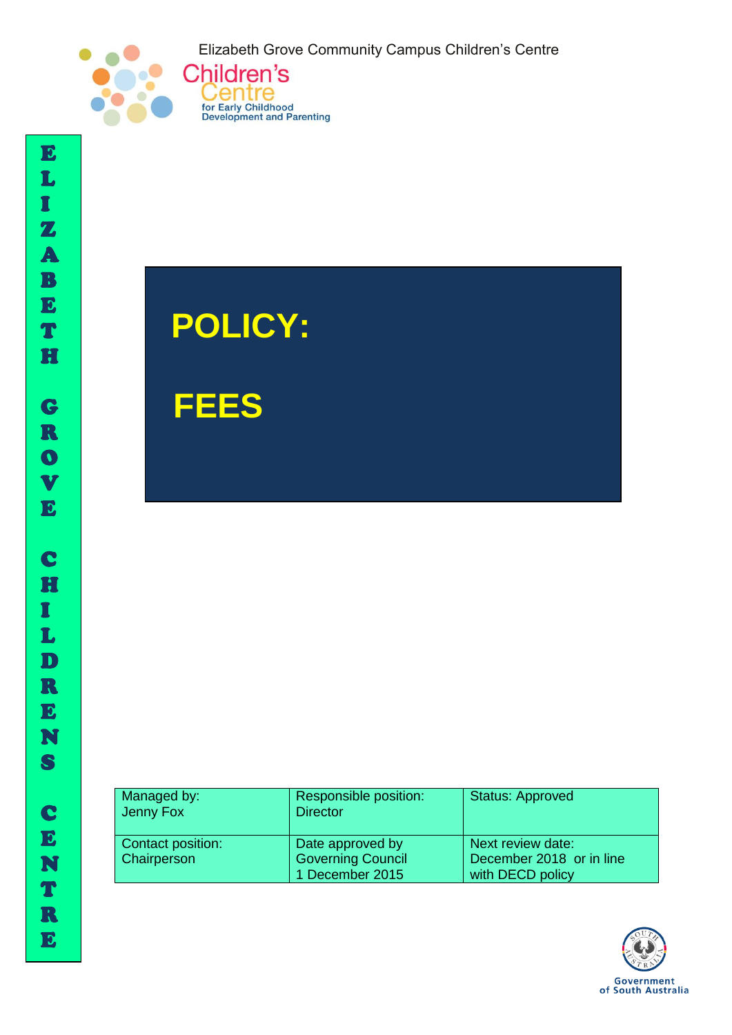Elizabeth Grove Community Campus Children's Centre

Children's Centre for Early Childhood Development and Parenting

ELIZABETH GROVE CHILDRENS CENTRE

# POLICY:

# FEES

| Managed by: Jenny Fox | Responsible position: Director | Status: Approved |
|---|---|---|
| Contact position: Chairperson | Date approved by Governing Council 1 December 2015 | Next review date: December 2018 or in line with DECD policy |

Government of South Australia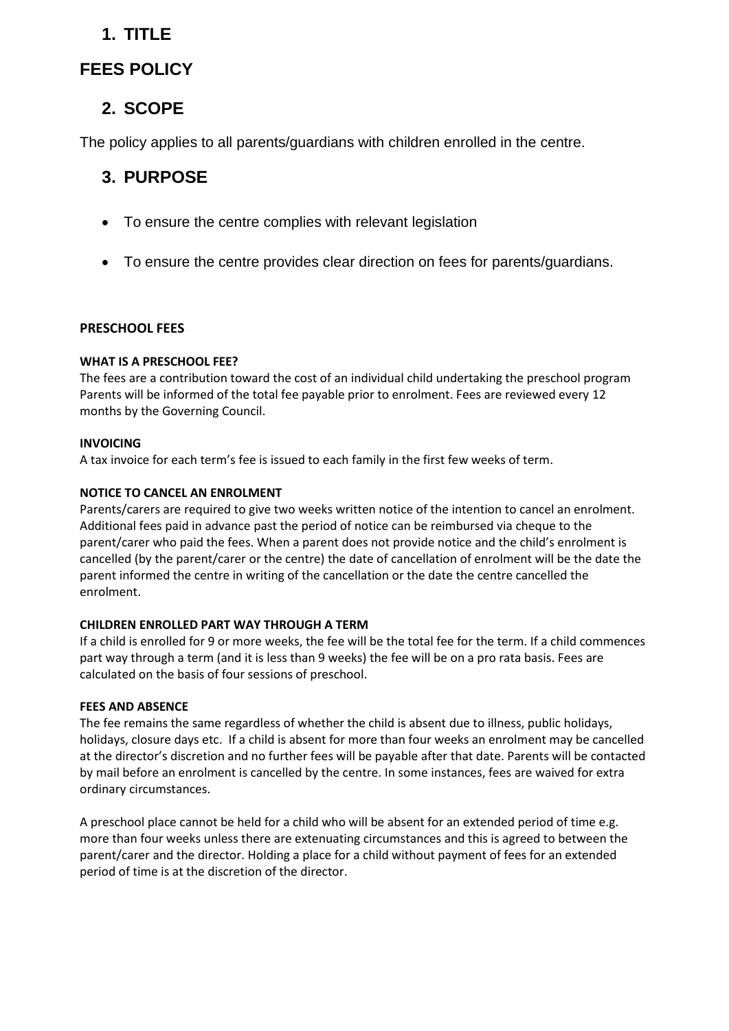## 1. TITLE

## FEES POLICY

## 2. SCOPE

The policy applies to all parents/guardians with children enrolled in the centre.

## 3. PURPOSE

- To ensure the centre complies with relevant legislation
- To ensure the centre provides clear direction on fees for parents/guardians.

**PRESCHOOL FEES**

**WHAT IS A PRESCHOOL FEE?**

The fees are a contribution toward the cost of an individual child undertaking the preschool program Parents will be informed of the total fee payable prior to enrolment. Fees are reviewed every 12 months by the Governing Council.

**INVOICING**

A tax invoice for each term's fee is issued to each family in the first few weeks of term.

**NOTICE TO CANCEL AN ENROLMENT**

Parents/carers are required to give two weeks written notice of the intention to cancel an enrolment. Additional fees paid in advance past the period of notice can be reimbursed via cheque to the parent/carer who paid the fees. When a parent does not provide notice and the child's enrolment is cancelled (by the parent/carer or the centre) the date of cancellation of enrolment will be the date the parent informed the centre in writing of the cancellation or the date the centre cancelled the enrolment.

**CHILDREN ENROLLED PART WAY THROUGH A TERM**

If a child is enrolled for 9 or more weeks, the fee will be the total fee for the term. If a child commences part way through a term (and it is less than 9 weeks) the fee will be on a pro rata basis. Fees are calculated on the basis of four sessions of preschool.

**FEES AND ABSENCE**

The fee remains the same regardless of whether the child is absent due to illness, public holidays, holidays, closure days etc. If a child is absent for more than four weeks an enrolment may be cancelled at the director's discretion and no further fees will be payable after that date. Parents will be contacted by mail before an enrolment is cancelled by the centre. In some instances, fees are waived for extra ordinary circumstances.

A preschool place cannot be held for a child who will be absent for an extended period of time e.g. more than four weeks unless there are extenuating circumstances and this is agreed to between the parent/carer and the director. Holding a place for a child without payment of fees for an extended period of time is at the discretion of the director.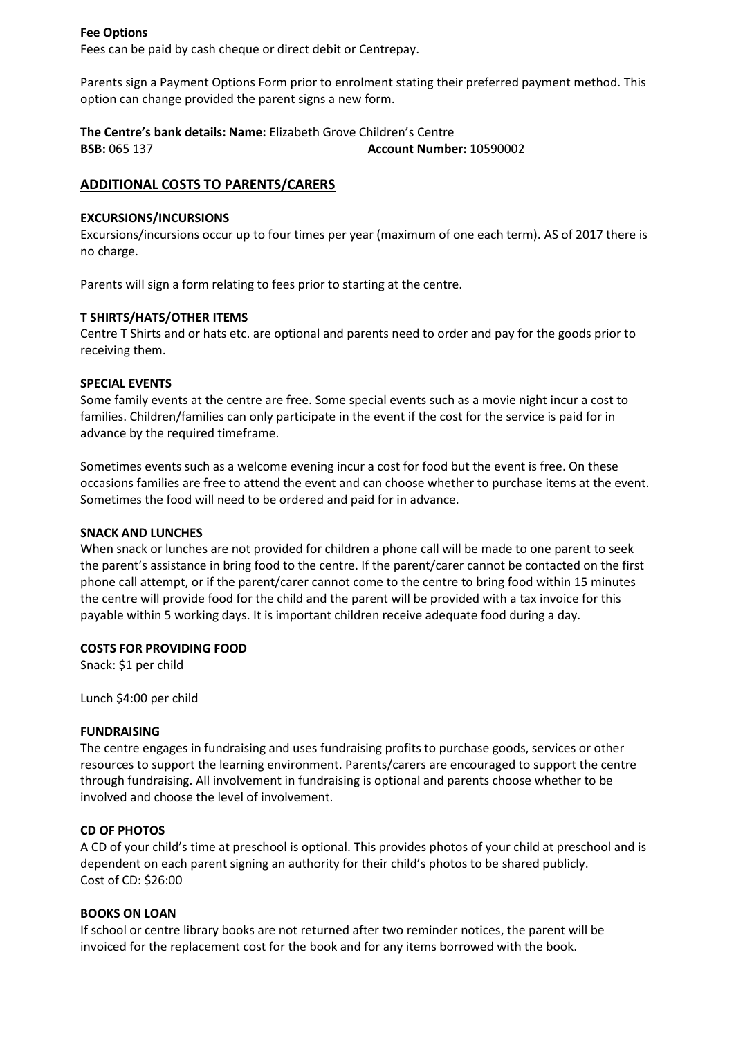**Fee Options**

Fees can be paid by cash cheque or direct debit or Centrepay.

Parents sign a Payment Options Form prior to enrolment stating their preferred payment method. This option can change provided the parent signs a new form.

**The Centre's bank details: Name:** Elizabeth Grove Children's Centre
**BSB:** 065 137 **Account Number:** 10590002

## ADDITIONAL COSTS TO PARENTS/CARERS

### EXCURSIONS/INCURSIONS

Excursions/incursions occur up to four times per year (maximum of one each term). AS of 2017 there is no charge.

Parents will sign a form relating to fees prior to starting at the centre.

### T SHIRTS/HATS/OTHER ITEMS

Centre T Shirts and or hats etc. are optional and parents need to order and pay for the goods prior to receiving them.

### SPECIAL EVENTS

Some family events at the centre are free. Some special events such as a movie night incur a cost to families. Children/families can only participate in the event if the cost for the service is paid for in advance by the required timeframe.

Sometimes events such as a welcome evening incur a cost for food but the event is free. On these occasions families are free to attend the event and can choose whether to purchase items at the event. Sometimes the food will need to be ordered and paid for in advance.

### SNACK AND LUNCHES

When snack or lunches are not provided for children a phone call will be made to one parent to seek the parent's assistance in bring food to the centre. If the parent/carer cannot be contacted on the first phone call attempt, or if the parent/carer cannot come to the centre to bring food within 15 minutes the centre will provide food for the child and the parent will be provided with a tax invoice for this payable within 5 working days. It is important children receive adequate food during a day.

### COSTS FOR PROVIDING FOOD

Snack: $1 per child

Lunch $4:00 per child

### FUNDRAISING

The centre engages in fundraising and uses fundraising profits to purchase goods, services or other resources to support the learning environment. Parents/carers are encouraged to support the centre through fundraising. All involvement in fundraising is optional and parents choose whether to be involved and choose the level of involvement.

### CD OF PHOTOS

A CD of your child's time at preschool is optional. This provides photos of your child at preschool and is dependent on each parent signing an authority for their child's photos to be shared publicly.
Cost of CD: $26:00

### BOOKS ON LOAN

If school or centre library books are not returned after two reminder notices, the parent will be invoiced for the replacement cost for the book and for any items borrowed with the book.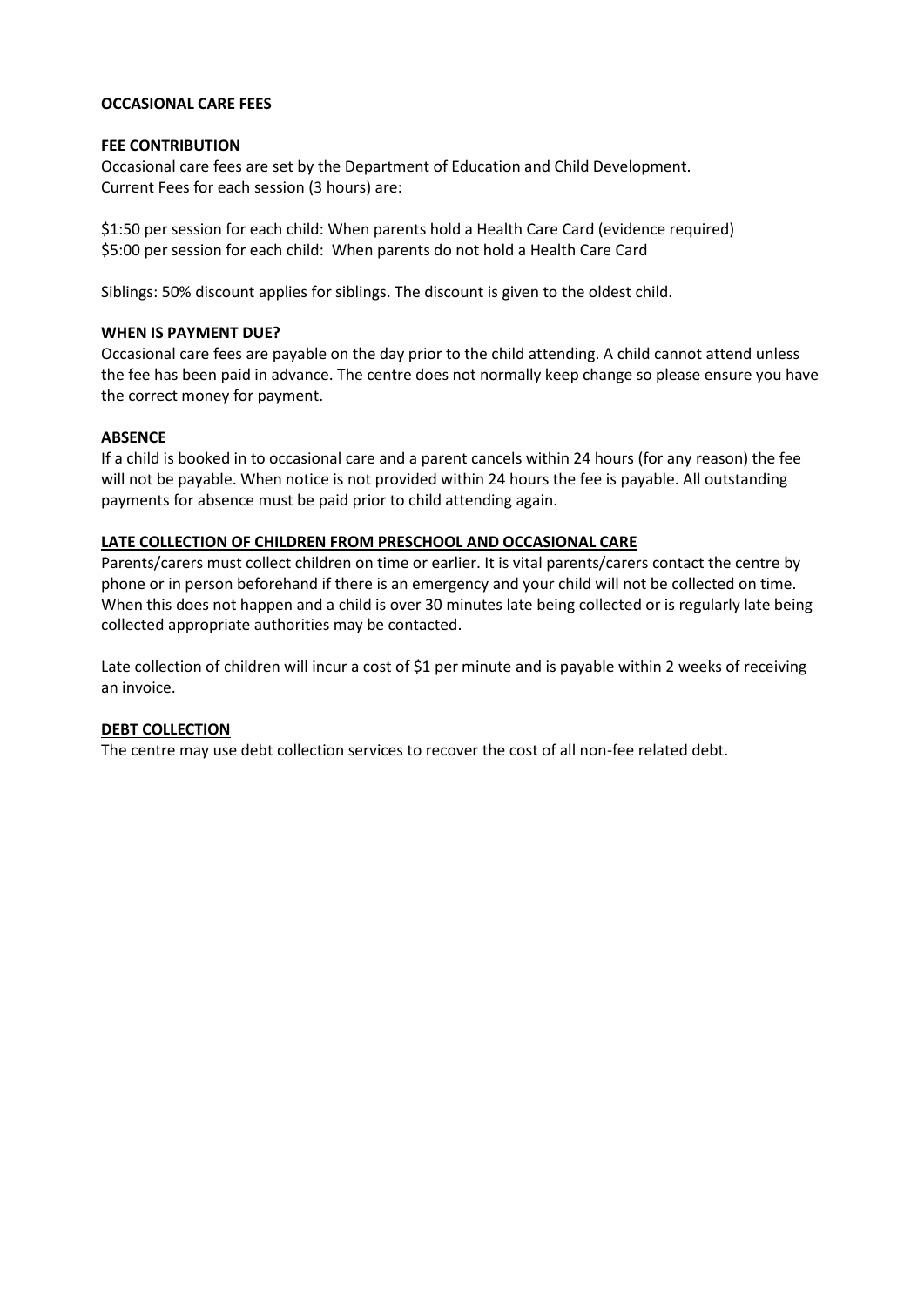## OCCASIONAL CARE FEES

### FEE CONTRIBUTION

Occasional care fees are set by the Department of Education and Child Development.
Current Fees for each session (3 hours) are:

$1:50 per session for each child: When parents hold a Health Care Card (evidence required)
$5:00 per session for each child: When parents do not hold a Health Care Card

Siblings: 50% discount applies for siblings. The discount is given to the oldest child.

### WHEN IS PAYMENT DUE?

Occasional care fees are payable on the day prior to the child attending. A child cannot attend unless the fee has been paid in advance. The centre does not normally keep change so please ensure you have the correct money for payment.

### ABSENCE

If a child is booked in to occasional care and a parent cancels within 24 hours (for any reason) the fee will not be payable. When notice is not provided within 24 hours the fee is payable. All outstanding payments for absence must be paid prior to child attending again.

## LATE COLLECTION OF CHILDREN FROM PRESCHOOL AND OCCASIONAL CARE

Parents/carers must collect children on time or earlier. It is vital parents/carers contact the centre by phone or in person beforehand if there is an emergency and your child will not be collected on time. When this does not happen and a child is over 30 minutes late being collected or is regularly late being collected appropriate authorities may be contacted.

Late collection of children will incur a cost of $1 per minute and is payable within 2 weeks of receiving an invoice.

## DEBT COLLECTION

The centre may use debt collection services to recover the cost of all non-fee related debt.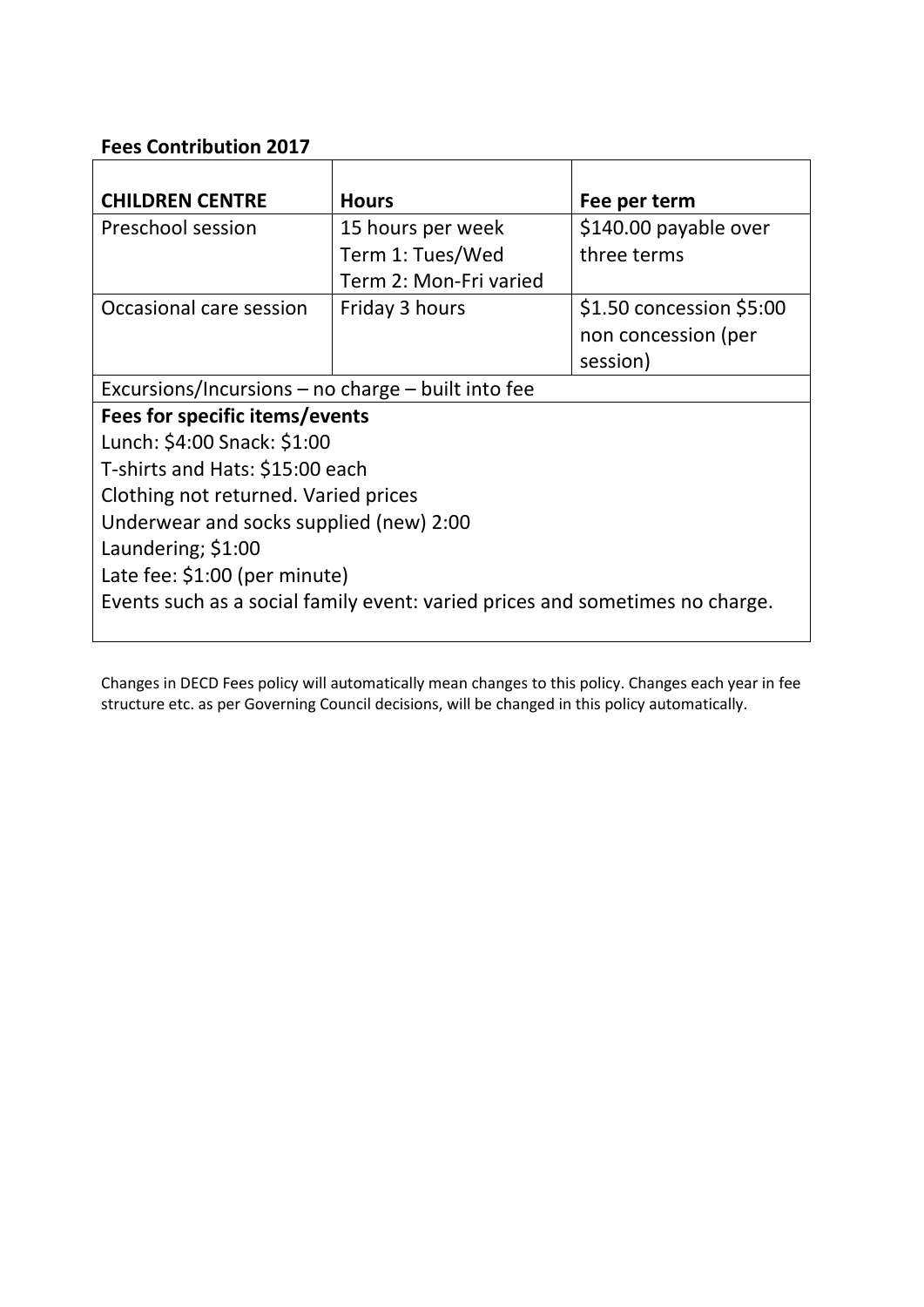**Fees Contribution 2017**

| CHILDREN CENTRE | Hours | Fee per term |
|---|---|---|
| Preschool session | 15 hours per week<br>Term 1: Tues/Wed<br>Term 2: Mon-Fri varied | $140.00 payable over three terms |
| Occasional care session | Friday 3 hours | $1.50 concession $5:00 non concession (per session) |
| Excursions/Incursions – no charge – built into fee | | |
| **Fees for specific items/events**<br>Lunch: $4:00 Snack: $1:00<br>T-shirts and Hats: $15:00 each<br>Clothing not returned. Varied prices<br>Underwear and socks supplied (new) 2:00<br>Laundering; $1:00<br>Late fee: $1:00 (per minute)<br>Events such as a social family event: varied prices and sometimes no charge. | | |

Changes in DECD Fees policy will automatically mean changes to this policy. Changes each year in fee structure etc. as per Governing Council decisions, will be changed in this policy automatically.